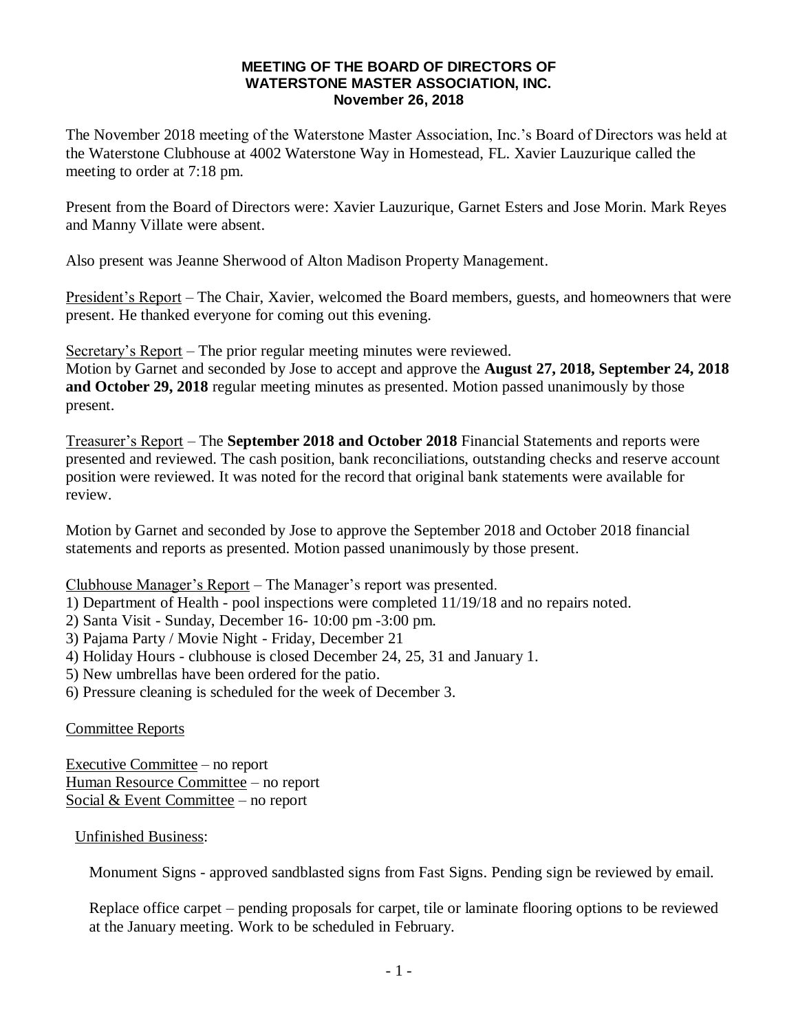# MEETING OF THE BOARD OF DIRECTORS OF
# WATERSTONE MASTER ASSOCIATION, INC.
## November 26, 2018

The November 2018 meeting of the Waterstone Master Association, Inc.'s Board of Directors was held at the Waterstone Clubhouse at 4002 Waterstone Way in Homestead, FL. Xavier Lauzurique called the meeting to order at 7:18 pm.

Present from the Board of Directors were: Xavier Lauzurique, Garnet Esters and Jose Morin. Mark Reyes and Manny Villate were absent.

Also present was Jeanne Sherwood of Alton Madison Property Management.

<u>President's Report</u> – The Chair, Xavier, welcomed the Board members, guests, and homeowners that were present. He thanked everyone for coming out this evening.

<u>Secretary's Report</u> – The prior regular meeting minutes were reviewed.
Motion by Garnet and seconded by Jose to accept and approve the **August 27, 2018, September 24, 2018 and October 29, 2018** regular meeting minutes as presented. Motion passed unanimously by those present.

<u>Treasurer's Report</u> – The **September 2018 and October 2018** Financial Statements and reports were presented and reviewed. The cash position, bank reconciliations, outstanding checks and reserve account position were reviewed. It was noted for the record that original bank statements were available for review.

Motion by Garnet and seconded by Jose to approve the September 2018 and October 2018 financial statements and reports as presented. Motion passed unanimously by those present.

<u>Clubhouse Manager's Report</u> – The Manager's report was presented.
1) Department of Health - pool inspections were completed 11/19/18 and no repairs noted.
2) Santa Visit - Sunday, December 16- 10:00 pm -3:00 pm.
3) Pajama Party / Movie Night - Friday, December 21
4) Holiday Hours - clubhouse is closed December 24, 25, 31 and January 1.
5) New umbrellas have been ordered for the patio.
6) Pressure cleaning is scheduled for the week of December 3.

<u>Committee Reports</u>

<u>Executive Committee</u> – no report
<u>Human Resource Committee</u> – no report
<u>Social & Event Committee</u> – no report

<u>Unfinished Business</u>:

Monument Signs - approved sandblasted signs from Fast Signs. Pending sign be reviewed by email.

Replace office carpet – pending proposals for carpet, tile or laminate flooring options to be reviewed at the January meeting. Work to be scheduled in February.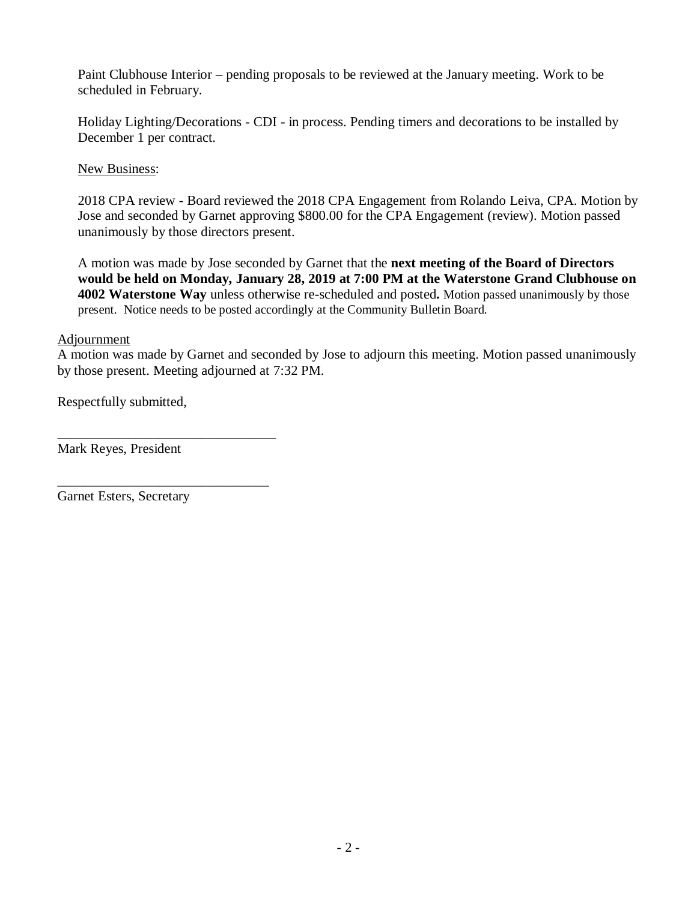Paint Clubhouse Interior – pending proposals to be reviewed at the January meeting. Work to be scheduled in February.

Holiday Lighting/Decorations - CDI - in process. Pending timers and decorations to be installed by December 1 per contract.

New Business:

2018 CPA review - Board reviewed the 2018 CPA Engagement from Rolando Leiva, CPA. Motion by Jose and seconded by Garnet approving $800.00 for the CPA Engagement (review). Motion passed unanimously by those directors present.

A motion was made by Jose seconded by Garnet that the **next meeting of the Board of Directors would be held on Monday, January 28, 2019 at 7:00 PM at the Waterstone Grand Clubhouse on 4002 Waterstone Way** unless otherwise re-scheduled and posted**.** Motion passed unanimously by those present. Notice needs to be posted accordingly at the Community Bulletin Board.

Adjournment

A motion was made by Garnet and seconded by Jose to adjourn this meeting. Motion passed unanimously by those present. Meeting adjourned at 7:32 PM.

Respectfully submitted,

_______________________________
Mark Reyes, President

_______________________________
Garnet Esters, Secretary